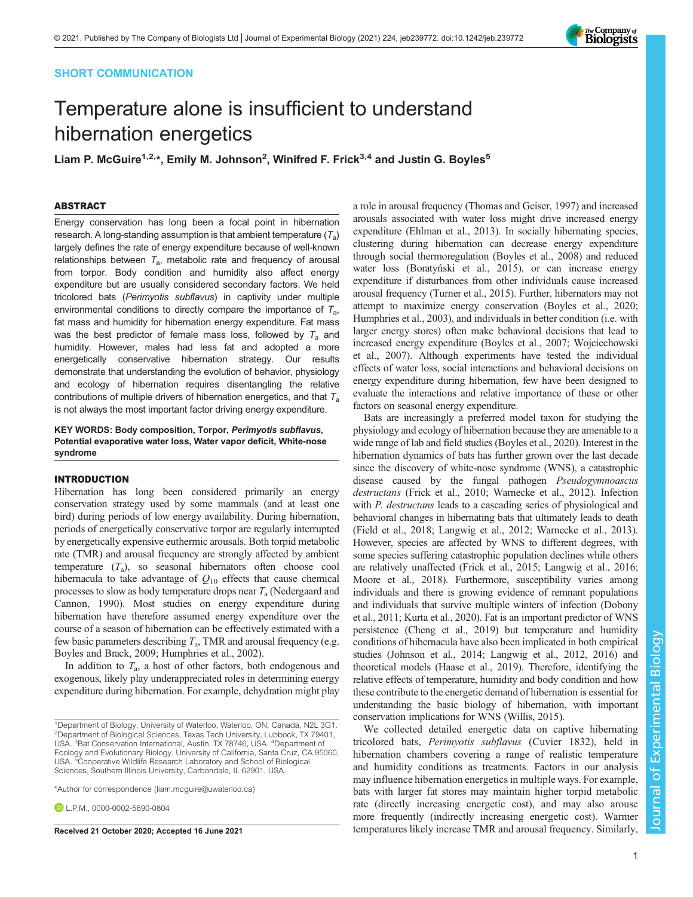SHORT COMMUNICATION

# Temperature alone is insufficient to understand hibernation energetics

**Liam P. McGuire[1,2,*], Emily M. Johnson[2], Winifred F. Frick[3,4] and Justin G. Boyles[5]**

## ABSTRACT

Energy conservation has long been a focal point in hibernation research. A long-standing assumption is that ambient temperature ($T_a$) largely defines the rate of energy expenditure because of well-known relationships between $T_a$, metabolic rate and frequency of arousal from torpor. Body condition and humidity also affect energy expenditure but are usually considered secondary factors. We held tricolored bats (*Perimyotis subflavus*) in captivity under multiple environmental conditions to directly compare the importance of $T_a$, fat mass and humidity for hibernation energy expenditure. Fat mass was the best predictor of female mass loss, followed by $T_a$ and humidity. However, males had less fat and adopted a more energetically conservative hibernation strategy. Our results demonstrate that understanding the evolution of behavior, physiology and ecology of hibernation requires disentangling the relative contributions of multiple drivers of hibernation energetics, and that $T_a$ is not always the most important factor driving energy expenditure.

**KEY WORDS: Body composition, Torpor, *Perimyotis subflavus*, Potential evaporative water loss, Water vapor deficit, White-nose syndrome**

## INTRODUCTION

Hibernation has long been considered primarily an energy conservation strategy used by some mammals (and at least one bird) during periods of low energy availability. During hibernation, periods of energetically conservative torpor are regularly interrupted by energetically expensive euthermic arousals. Both torpid metabolic rate (TMR) and arousal frequency are strongly affected by ambient temperature ($T_a$), so seasonal hibernators often choose cool hibernacula to take advantage of $Q_{10}$ effects that cause chemical processes to slow as body temperature drops near $T_a$ (Nedergaard and Cannon, 1990). Most studies on energy expenditure during hibernation have therefore assumed energy expenditure over the course of a season of hibernation can be effectively estimated with a few basic parameters describing $T_a$, TMR and arousal frequency (e.g. Boyles and Brack, 2009; Humphries et al., 2002).

In addition to $T_a$, a host of other factors, both endogenous and exogenous, likely play underappreciated roles in determining energy expenditure during hibernation. For example, dehydration might play a role in arousal frequency (Thomas and Geiser, 1997) and increased arousals associated with water loss might drive increased energy expenditure (Ehlman et al., 2013). In socially hibernating species, clustering during hibernation can decrease energy expenditure through social thermoregulation (Boyles et al., 2008) and reduced water loss (Boratyński et al., 2015), or can increase energy expenditure if disturbances from other individuals cause increased arousal frequency (Turner et al., 2015). Further, hibernators may not attempt to maximize energy conservation (Boyles et al., 2020; Humphries et al., 2003), and individuals in better condition (i.e. with larger energy stores) often make behavioral decisions that lead to increased energy expenditure (Boyles et al., 2007; Wojciechowski et al., 2007). Although experiments have tested the individual effects of water loss, social interactions and behavioral decisions on energy expenditure during hibernation, few have been designed to evaluate the interactions and relative importance of these or other factors on seasonal energy expenditure.

Bats are increasingly a preferred model taxon for studying the physiology and ecology of hibernation because they are amenable to a wide range of lab and field studies (Boyles et al., 2020). Interest in the hibernation dynamics of bats has further grown over the last decade since the discovery of white-nose syndrome (WNS), a catastrophic disease caused by the fungal pathogen *Pseudogymnoascus destructans* (Frick et al., 2010; Warnecke et al., 2012). Infection with *P. destructans* leads to a cascading series of physiological and behavioral changes in hibernating bats that ultimately leads to death (Field et al., 2018; Langwig et al., 2012; Warnecke et al., 2013). However, species are affected by WNS to different degrees, with some species suffering catastrophic population declines while others are relatively unaffected (Frick et al., 2015; Langwig et al., 2016; Moore et al., 2018). Furthermore, susceptibility varies among individuals and there is growing evidence of remnant populations and individuals that survive multiple winters of infection (Dobony et al., 2011; Kurta et al., 2020). Fat is an important predictor of WNS persistence (Cheng et al., 2019) but temperature and humidity conditions of hibernacula have also been implicated in both empirical studies (Johnson et al., 2014; Langwig et al., 2012, 2016) and theoretical models (Haase et al., 2019). Therefore, identifying the relative effects of temperature, humidity and body condition and how these contribute to the energetic demand of hibernation is essential for understanding the basic biology of hibernation, with important conservation implications for WNS (Willis, 2015).

We collected detailed energetic data on captive hibernating tricolored bats, *Perimyotis subflavus* (Cuvier 1832), held in hibernation chambers covering a range of realistic temperature and humidity conditions as treatments. Factors in our analysis may influence hibernation energetics in multiple ways. For example, bats with larger fat stores may maintain higher torpid metabolic rate (directly increasing energetic cost), and may also arouse more frequently (indirectly increasing energetic cost). Warmer temperatures likely increase TMR and arousal frequency. Similarly,

[1]Department of Biology, University of Waterloo, Waterloo, ON, Canada, N2L 3G1. [2]Department of Biological Sciences, Texas Tech University, Lubbock, TX 79401, USA. [3]Bat Conservation International, Austin, TX 78746, USA. [4]Department of Ecology and Evolutionary Biology, University of California, Santa Cruz, CA 95060, USA. [5]Cooperative Wildlife Research Laboratory and School of Biological Sciences, Southern Illinois University, Carbondale, IL 62901, USA.

*Author for correspondence (liam.mcguire@uwaterloo.ca)

L.P.M., 0000-0002-5690-0804

Received 21 October 2020; Accepted 16 June 2021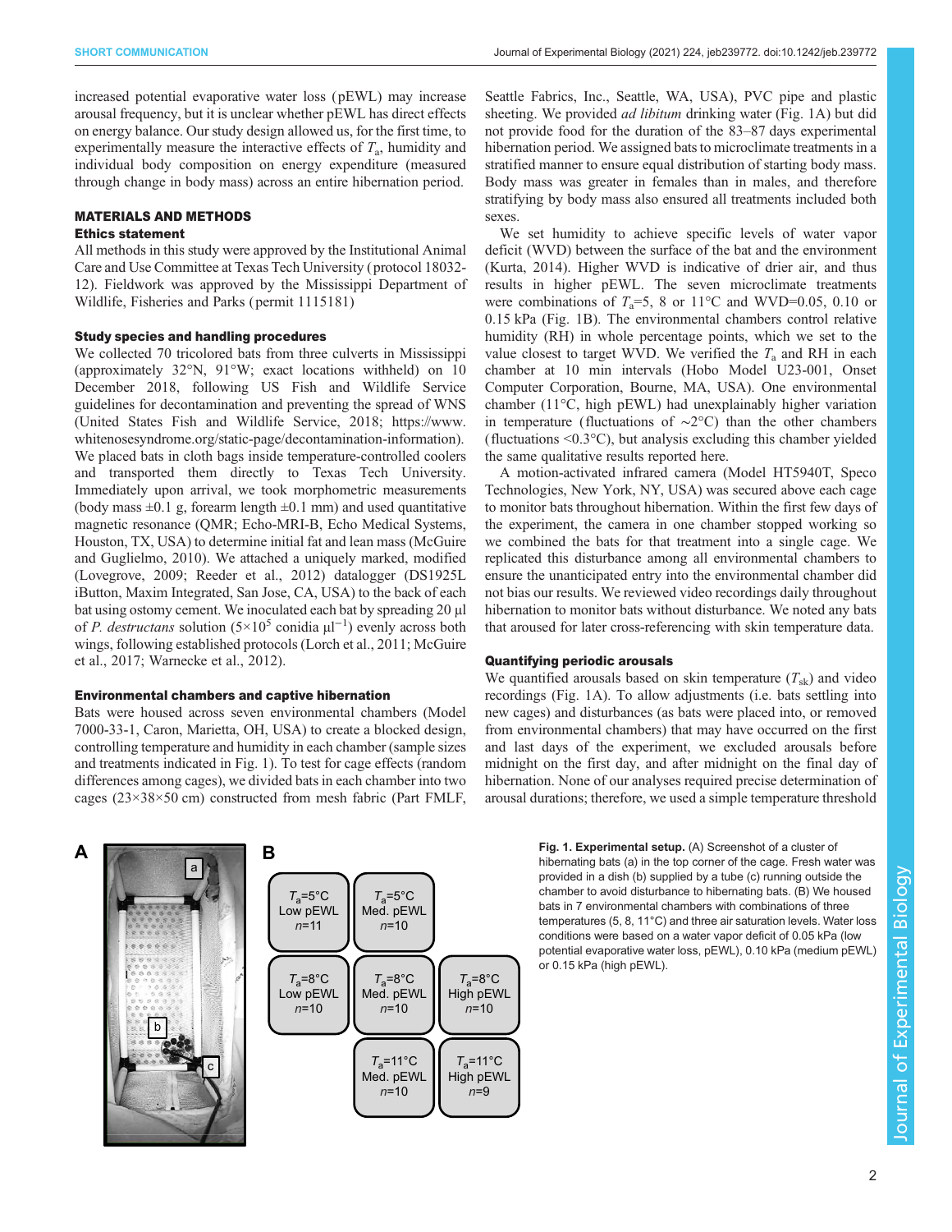increased potential evaporative water loss (pEWL) may increase arousal frequency, but it is unclear whether pEWL has direct effects on energy balance. Our study design allowed us, for the first time, to experimentally measure the interactive effects of $T_a$, humidity and individual body composition on energy expenditure (measured through change in body mass) across an entire hibernation period.

## MATERIALS AND METHODS

### Ethics statement

All methods in this study were approved by the Institutional Animal Care and Use Committee at Texas Tech University (protocol 18032-12). Fieldwork was approved by the Mississippi Department of Wildlife, Fisheries and Parks (permit 1115181)

### Study species and handling procedures

We collected 70 tricolored bats from three culverts in Mississippi (approximately 32°N, 91°W; exact locations withheld) on 10 December 2018, following US Fish and Wildlife Service guidelines for decontamination and preventing the spread of WNS (United States Fish and Wildlife Service, 2018; https://www.whitenosesyndrome.org/static-page/decontamination-information). We placed bats in cloth bags inside temperature-controlled coolers and transported them directly to Texas Tech University. Immediately upon arrival, we took morphometric measurements (body mass ±0.1 g, forearm length ±0.1 mm) and used quantitative magnetic resonance (QMR; Echo-MRI-B, Echo Medical Systems, Houston, TX, USA) to determine initial fat and lean mass (McGuire and Guglielmo, 2010). We attached a uniquely marked, modified (Lovegrove, 2009; Reeder et al., 2012) datalogger (DS1925L iButton, Maxim Integrated, San Jose, CA, USA) to the back of each bat using ostomy cement. We inoculated each bat by spreading 20 µl of *P. destructans* solution ($5\times10^5$ conidia $\mu l^{-1}$) evenly across both wings, following established protocols (Lorch et al., 2011; McGuire et al., 2017; Warnecke et al., 2012).

### Environmental chambers and captive hibernation

Bats were housed across seven environmental chambers (Model 7000-33-1, Caron, Marietta, OH, USA) to create a blocked design, controlling temperature and humidity in each chamber (sample sizes and treatments indicated in Fig. 1). To test for cage effects (random differences among cages), we divided bats in each chamber into two cages (23×38×50 cm) constructed from mesh fabric (Part FMLF, Seattle Fabrics, Inc., Seattle, WA, USA), PVC pipe and plastic sheeting. We provided *ad libitum* drinking water (Fig. 1A) but did not provide food for the duration of the 83–87 days experimental hibernation period. We assigned bats to microclimate treatments in a stratified manner to ensure equal distribution of starting body mass. Body mass was greater in females than in males, and therefore stratifying by body mass also ensured all treatments included both sexes.

We set humidity to achieve specific levels of water vapor deficit (WVD) between the surface of the bat and the environment (Kurta, 2014). Higher WVD is indicative of drier air, and thus results in higher pEWL. The seven microclimate treatments were combinations of $T_a$=5, 8 or 11°C and WVD=0.05, 0.10 or 0.15 kPa (Fig. 1B). The environmental chambers control relative humidity (RH) in whole percentage points, which we set to the value closest to target WVD. We verified the $T_a$ and RH in each chamber at 10 min intervals (Hobo Model U23-001, Onset Computer Corporation, Bourne, MA, USA). One environmental chamber (11°C, high pEWL) had unexplainably higher variation in temperature (fluctuations of ∼2°C) than the other chambers (fluctuations <0.3°C), but analysis excluding this chamber yielded the same qualitative results reported here.

A motion-activated infrared camera (Model HT5940T, Speco Technologies, New York, NY, USA) was secured above each cage to monitor bats throughout hibernation. Within the first few days of the experiment, the camera in one chamber stopped working so we combined the bats for that treatment into a single cage. We replicated this disturbance among all environmental chambers to ensure the unanticipated entry into the environmental chamber did not bias our results. We reviewed video recordings daily throughout hibernation to monitor bats without disturbance. We noted any bats that aroused for later cross-referencing with skin temperature data.

### Quantifying periodic arousals

We quantified arousals based on skin temperature ($T_{sk}$) and video recordings (Fig. 1A). To allow adjustments (i.e. bats settling into new cages) and disturbances (as bats were placed into, or removed from environmental chambers) that may have occurred on the first and last days of the experiment, we excluded arousals before midnight on the first day, and after midnight on the final day of hibernation. None of our analyses required precise determination of arousal durations; therefore, we used a simple temperature threshold

| | | |
|---|---|---|
| $T_a$=5°C Low pEWL $n$=11 | $T_a$=5°C Med. pEWL $n$=10 | |
| $T_a$=8°C Low pEWL $n$=10 | $T_a$=8°C Med. pEWL $n$=10 | $T_a$=8°C High pEWL $n$=10 |
| | $T_a$=11°C Med. pEWL $n$=10 | $T_a$=11°C High pEWL $n$=9 |

**Fig. 1. Experimental setup.** (A) Screenshot of a cluster of hibernating bats (a) in the top corner of the cage. Fresh water was provided in a dish (b) supplied by a tube (c) running outside the chamber to avoid disturbance to hibernating bats. (B) We housed bats in 7 environmental chambers with combinations of three temperatures (5, 8, 11°C) and three air saturation levels. Water loss conditions were based on a water vapor deficit of 0.05 kPa (low potential evaporative water loss, pEWL), 0.10 kPa (medium pEWL) or 0.15 kPa (high pEWL).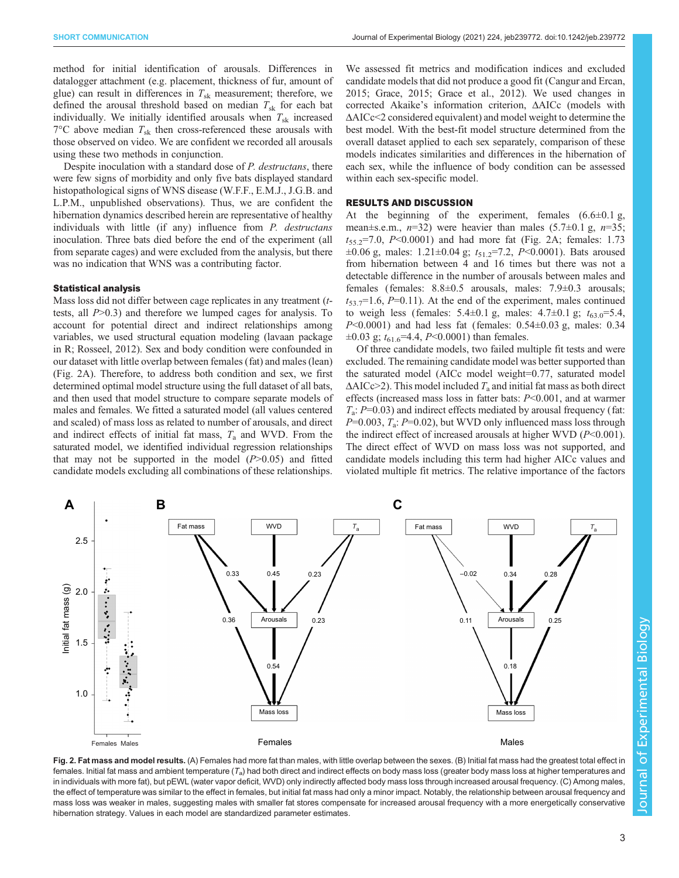method for initial identification of arousals. Differences in datalogger attachment (e.g. placement, thickness of fur, amount of glue) can result in differences in $T_{sk}$ measurement; therefore, we defined the arousal threshold based on median $T_{sk}$ for each bat individually. We initially identified arousals when $T_{sk}$ increased 7°C above median $T_{sk}$ then cross-referenced these arousals with those observed on video. We are confident we recorded all arousals using these two methods in conjunction.

Despite inoculation with a standard dose of *P. destructans*, there were few signs of morbidity and only five bats displayed standard histopathological signs of WNS disease (W.F.F., E.M.J., J.G.B. and L.P.M., unpublished observations). Thus, we are confident the hibernation dynamics described herein are representative of healthy individuals with little (if any) influence from *P. destructans* inoculation. Three bats died before the end of the experiment (all from separate cages) and were excluded from the analysis, but there was no indication that WNS was a contributing factor.

### Statistical analysis

Mass loss did not differ between cage replicates in any treatment (*t*-tests, all $P>0.3$) and therefore we lumped cages for analysis. To account for potential direct and indirect relationships among variables, we used structural equation modeling (lavaan package in R; Rosseel, 2012). Sex and body condition were confounded in our dataset with little overlap between females (fat) and males (lean) (Fig. 2A). Therefore, to address both condition and sex, we first determined optimal model structure using the full dataset of all bats, and then used that model structure to compare separate models of males and females. We fitted a saturated model (all values centered and scaled) of mass loss as related to number of arousals, and direct and indirect effects of initial fat mass, $T_a$ and WVD. From the saturated model, we identified individual regression relationships that may not be supported in the model ($P>0.05$) and fitted candidate models excluding all combinations of these relationships. We assessed fit metrics and modification indices and excluded candidate models that did not produce a good fit (Cangur and Ercan, 2015; Grace, 2015; Grace et al., 2012). We used changes in corrected Akaike's information criterion, ΔAICc (models with ΔAICc<2 considered equivalent) and model weight to determine the best model. With the best-fit model structure determined from the overall dataset applied to each sex separately, comparison of these models indicates similarities and differences in the hibernation of each sex, while the influence of body condition can be assessed within each sex-specific model.

## RESULTS AND DISCUSSION

At the beginning of the experiment, females (6.6±0.1 g, mean±s.e.m., $n=32$) were heavier than males (5.7±0.1 g, $n=35$; $t_{55.2}=7.0$, $P<0.0001$) and had more fat (Fig. 2A; females: 1.73 ±0.06 g, males: 1.21±0.04 g; $t_{51.2}=7.2$, $P<0.0001$). Bats aroused from hibernation between 4 and 16 times but there was not a detectable difference in the number of arousals between males and females (females: 8.8±0.5 arousals, males: 7.9±0.3 arousals; $t_{53.7}=1.6$, $P=0.11$). At the end of the experiment, males continued to weigh less (females: 5.4±0.1 g, males: 4.7±0.1 g; $t_{63.0}=5.4$, $P<0.0001$) and had less fat (females: 0.54±0.03 g, males: 0.34 ±0.03 g; $t_{61.6}=4.4$, $P<0.0001$) than females.

Of three candidate models, two failed multiple fit tests and were excluded. The remaining candidate model was better supported than the saturated model (AICc model weight=0.77, saturated model ΔAICc>2). This model included $T_a$ and initial fat mass as both direct effects (increased mass loss in fatter bats: $P<0.001$, and at warmer $T_a$: $P=0.03$) and indirect effects mediated by arousal frequency (fat: $P=0.003$, $T_a$: $P=0.02$), but WVD only influenced mass loss through the indirect effect of increased arousals at higher WVD ($P<0.001$). The direct effect of WVD on mass loss was not supported, and candidate models including this term had higher AICc values and violated multiple fit metrics. The relative importance of the factors

**Fig. 2. Fat mass and model results.** (A) Females had more fat than males, with little overlap between the sexes. (B) Initial fat mass had the greatest total effect in females. Initial fat mass and ambient temperature ($T_a$) had both direct and indirect effects on body mass loss (greater body mass loss at higher temperatures and in individuals with more fat), but pEWL (water vapor deficit, WVD) only indirectly affected body mass loss through increased arousal frequency. (C) Among males, the effect of temperature was similar to the effect in females, but initial fat mass had only a minor impact. Notably, the relationship between arousal frequency and mass loss was weaker in males, suggesting males with smaller fat stores compensate for increased arousal frequency with a more energetically conservative hibernation strategy. Values in each model are standardized parameter estimates.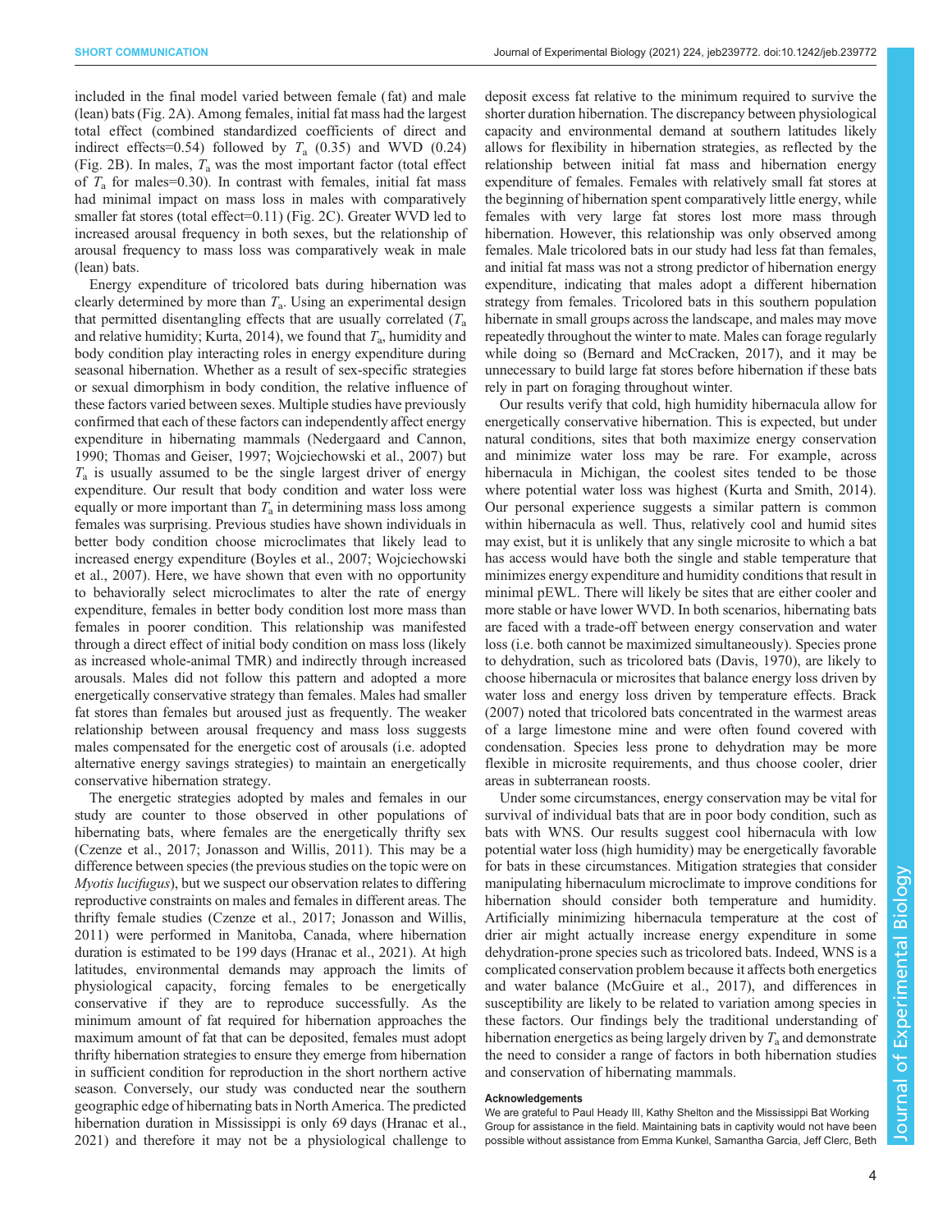included in the final model varied between female (fat) and male (lean) bats (Fig. 2A). Among females, initial fat mass had the largest total effect (combined standardized coefficients of direct and indirect effects=0.54) followed by $T_a$ (0.35) and WVD (0.24) (Fig. 2B). In males, $T_a$ was the most important factor (total effect of $T_a$ for males=0.30). In contrast with females, initial fat mass had minimal impact on mass loss in males with comparatively smaller fat stores (total effect=0.11) (Fig. 2C). Greater WVD led to increased arousal frequency in both sexes, but the relationship of arousal frequency to mass loss was comparatively weak in male (lean) bats.

Energy expenditure of tricolored bats during hibernation was clearly determined by more than $T_a$. Using an experimental design that permitted disentangling effects that are usually correlated ($T_a$ and relative humidity; Kurta, 2014), we found that $T_a$, humidity and body condition play interacting roles in energy expenditure during seasonal hibernation. Whether as a result of sex-specific strategies or sexual dimorphism in body condition, the relative influence of these factors varied between sexes. Multiple studies have previously confirmed that each of these factors can independently affect energy expenditure in hibernating mammals (Nedergaard and Cannon, 1990; Thomas and Geiser, 1997; Wojciechowski et al., 2007) but $T_a$ is usually assumed to be the single largest driver of energy expenditure. Our result that body condition and water loss were equally or more important than $T_a$ in determining mass loss among females was surprising. Previous studies have shown individuals in better body condition choose microclimates that likely lead to increased energy expenditure (Boyles et al., 2007; Wojciechowski et al., 2007). Here, we have shown that even with no opportunity to behaviorally select microclimates to alter the rate of energy expenditure, females in better body condition lost more mass than females in poorer condition. This relationship was manifested through a direct effect of initial body condition on mass loss (likely as increased whole-animal TMR) and indirectly through increased arousals. Males did not follow this pattern and adopted a more energetically conservative strategy than females. Males had smaller fat stores than females but aroused just as frequently. The weaker relationship between arousal frequency and mass loss suggests males compensated for the energetic cost of arousals (i.e. adopted alternative energy savings strategies) to maintain an energetically conservative hibernation strategy.

The energetic strategies adopted by males and females in our study are counter to those observed in other populations of hibernating bats, where females are the energetically thrifty sex (Czenze et al., 2017; Jonasson and Willis, 2011). This may be a difference between species (the previous studies on the topic were on *Myotis lucifugus*), but we suspect our observation relates to differing reproductive constraints on males and females in different areas. The thrifty female studies (Czenze et al., 2017; Jonasson and Willis, 2011) were performed in Manitoba, Canada, where hibernation duration is estimated to be 199 days (Hranac et al., 2021). At high latitudes, environmental demands may approach the limits of physiological capacity, forcing females to be energetically conservative if they are to reproduce successfully. As the minimum amount of fat required for hibernation approaches the maximum amount of fat that can be deposited, females must adopt thrifty hibernation strategies to ensure they emerge from hibernation in sufficient condition for reproduction in the short northern active season. Conversely, our study was conducted near the southern geographic edge of hibernating bats in North America. The predicted hibernation duration in Mississippi is only 69 days (Hranac et al., 2021) and therefore it may not be a physiological challenge to deposit excess fat relative to the minimum required to survive the shorter duration hibernation. The discrepancy between physiological capacity and environmental demand at southern latitudes likely allows for flexibility in hibernation strategies, as reflected by the relationship between initial fat mass and hibernation energy expenditure of females. Females with relatively small fat stores at the beginning of hibernation spent comparatively little energy, while females with very large fat stores lost more mass through hibernation. However, this relationship was only observed among females. Male tricolored bats in our study had less fat than females, and initial fat mass was not a strong predictor of hibernation energy expenditure, indicating that males adopt a different hibernation strategy from females. Tricolored bats in this southern population hibernate in small groups across the landscape, and males may move repeatedly throughout the winter to mate. Males can forage regularly while doing so (Bernard and McCracken, 2017), and it may be unnecessary to build large fat stores before hibernation if these bats rely in part on foraging throughout winter.

Our results verify that cold, high humidity hibernacula allow for energetically conservative hibernation. This is expected, but under natural conditions, sites that both maximize energy conservation and minimize water loss may be rare. For example, across hibernacula in Michigan, the coolest sites tended to be those where potential water loss was highest (Kurta and Smith, 2014). Our personal experience suggests a similar pattern is common within hibernacula as well. Thus, relatively cool and humid sites may exist, but it is unlikely that any single microsite to which a bat has access would have both the single and stable temperature that minimizes energy expenditure and humidity conditions that result in minimal pEWL. There will likely be sites that are either cooler and more stable or have lower WVD. In both scenarios, hibernating bats are faced with a trade-off between energy conservation and water loss (i.e. both cannot be maximized simultaneously). Species prone to dehydration, such as tricolored bats (Davis, 1970), are likely to choose hibernacula or microsites that balance energy loss driven by water loss and energy loss driven by temperature effects. Brack (2007) noted that tricolored bats concentrated in the warmest areas of a large limestone mine and were often found covered with condensation. Species less prone to dehydration may be more flexible in microsite requirements, and thus choose cooler, drier areas in subterranean roosts.

Under some circumstances, energy conservation may be vital for survival of individual bats that are in poor body condition, such as bats with WNS. Our results suggest cool hibernacula with low potential water loss (high humidity) may be energetically favorable for bats in these circumstances. Mitigation strategies that consider manipulating hibernaculum microclimate to improve conditions for hibernation should consider both temperature and humidity. Artificially minimizing hibernacula temperature at the cost of drier air might actually increase energy expenditure in some dehydration-prone species such as tricolored bats. Indeed, WNS is a complicated conservation problem because it affects both energetics and water balance (McGuire et al., 2017), and differences in susceptibility are likely to be related to variation among species in these factors. Our findings bely the traditional understanding of hibernation energetics as being largely driven by $T_a$ and demonstrate the need to consider a range of factors in both hibernation studies and conservation of hibernating mammals.

#### Acknowledgements

We are grateful to Paul Heady III, Kathy Shelton and the Mississippi Bat Working Group for assistance in the field. Maintaining bats in captivity would not have been possible without assistance from Emma Kunkel, Samantha Garcia, Jeff Clerc, Beth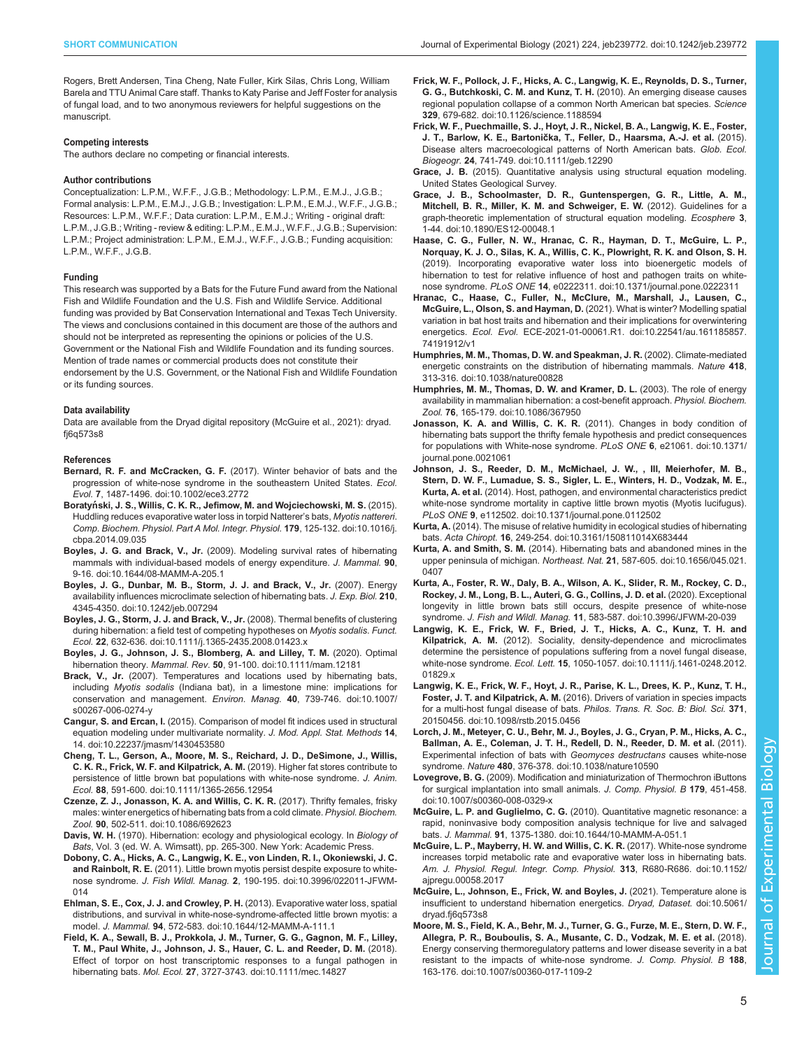Rogers, Brett Andersen, Tina Cheng, Nate Fuller, Kirk Silas, Chris Long, William Barela and TTU Animal Care staff. Thanks to Katy Parise and Jeff Foster for analysis of fungal load, and to two anonymous reviewers for helpful suggestions on the manuscript.

### Competing interests

The authors declare no competing or financial interests.

### Author contributions

Conceptualization: L.P.M., W.F.F., J.G.B.; Methodology: L.P.M., E.M.J., J.G.B.; Formal analysis: L.P.M., E.M.J., J.G.B.; Investigation: L.P.M., E.M.J., W.F.F., J.G.B.; Resources: L.P.M., W.F.F.; Data curation: L.P.M., E.M.J.; Writing - original draft: L.P.M., J.G.B.; Writing - review & editing: L.P.M., E.M.J., W.F.F., J.G.B.; Supervision: L.P.M.; Project administration: L.P.M., E.M.J., W.F.F., J.G.B.; Funding acquisition: L.P.M., W.F.F., J.G.B.

### Funding

This research was supported by a Bats for the Future Fund award from the National Fish and Wildlife Foundation and the U.S. Fish and Wildlife Service. Additional funding was provided by Bat Conservation International and Texas Tech University. The views and conclusions contained in this document are those of the authors and should not be interpreted as representing the opinions or policies of the U.S. Government or the National Fish and Wildlife Foundation and its funding sources. Mention of trade names or commercial products does not constitute their endorsement by the U.S. Government, or the National Fish and Wildlife Foundation or its funding sources.

### Data availability

Data are available from the Dryad digital repository (McGuire et al., 2021): dryad.fj6q573s8

### References

**Bernard, R. F. and McCracken, G. F.** (2017). Winter behavior of bats and the progression of white-nose syndrome in the southeastern United States. *Ecol. Evol.* **7**, 1487-1496. doi:10.1002/ece3.2772

**Boratyński, J. S., Willis, C. K. R., Jefimow, M. and Wojciechowski, M. S.** (2015). Huddling reduces evaporative water loss in torpid Natterer's bats, *Myotis nattereri*. *Comp. Biochem. Physiol. Part A Mol. Integr. Physiol.* **179**, 125-132. doi:10.1016/j.cbpa.2014.09.035

**Boyles, J. G. and Brack, V., Jr.** (2009). Modeling survival rates of hibernating mammals with individual-based models of energy expenditure. *J. Mammal.* **90**, 9-16. doi:10.1644/08-MAMM-A-205.1

**Boyles, J. G., Dunbar, M. B., Storm, J. J. and Brack, V., Jr.** (2007). Energy availability influences microclimate selection of hibernating bats. *J. Exp. Biol.* **210**, 4345-4350. doi:10.1242/jeb.007294

**Boyles, J. G., Storm, J. J. and Brack, V., Jr.** (2008). Thermal benefits of clustering during hibernation: a field test of competing hypotheses on *Myotis sodalis*. *Funct. Ecol.* **22**, 632-636. doi:10.1111/j.1365-2435.2008.01423.x

**Boyles, J. G., Johnson, J. S., Blomberg, A. and Lilley, T. M.** (2020). Optimal hibernation theory. *Mammal. Rev.* **50**, 91-100. doi:10.1111/mam.12181

**Brack, V., Jr.** (2007). Temperatures and locations used by hibernating bats, including *Myotis sodalis* (Indiana bat), in a limestone mine: implications for conservation and management. *Environ. Manag.* **40**, 739-746. doi:10.1007/s00267-006-0274-y

**Cangur, S. and Ercan, I.** (2015). Comparison of model fit indices used in structural equation modeling under multivariate normality. *J. Mod. Appl. Stat. Methods* **14**, 14. doi:10.22237/jmasm/1430453580

**Cheng, T. L., Gerson, A., Moore, M. S., Reichard, J. D., DeSimone, J., Willis, C. K. R., Frick, W. F. and Kilpatrick, A. M.** (2019). Higher fat stores contribute to persistence of little brown bat populations with white-nose syndrome. *J. Anim. Ecol.* **88**, 591-600. doi:10.1111/1365-2656.12954

**Czenze, Z. J., Jonasson, K. A. and Willis, C. K. R.** (2017). Thrifty females, frisky males: winter energetics of hibernating bats from a cold climate. *Physiol. Biochem. Zool.* **90**, 502-511. doi:10.1086/692623

**Davis, W. H.** (1970). Hibernation: ecology and physiological ecology. In *Biology of Bats*, Vol. 3 (ed. W. A. Wimsatt), pp. 265-300. New York: Academic Press.

**Dobony, C. A., Hicks, A. C., Langwig, K. E., von Linden, R. I., Okoniewski, J. C. and Rainbolt, R. E.** (2011). Little brown myotis persist despite exposure to white-nose syndrome. *J. Fish Wildl. Manag.* **2**, 190-195. doi:10.3996/022011-JFWM-014

**Ehlman, S. E., Cox, J. J. and Crowley, P. H.** (2013). Evaporative water loss, spatial distributions, and survival in white-nose-syndrome-affected little brown myotis: a model. *J. Mammal.* **94**, 572-583. doi:10.1644/12-MAMM-A-111.1

**Field, K. A., Sewall, B. J., Prokkola, J. M., Turner, G. G., Gagnon, M. F., Lilley, T. M., Paul White, J., Johnson, J. S., Hauer, C. L. and Reeder, D. M.** (2018). Effect of torpor on host transcriptomic responses to a fungal pathogen in hibernating bats. *Mol. Ecol.* **27**, 3727-3743. doi:10.1111/mec.14827

**Frick, W. F., Pollock, J. F., Hicks, A. C., Langwig, K. E., Reynolds, D. S., Turner, G. G., Butchkoski, C. M. and Kunz, T. H.** (2010). An emerging disease causes regional population collapse of a common North American bat species. *Science* **329**, 679-682. doi:10.1126/science.1188594

**Frick, W. F., Puechmaille, S. J., Hoyt, J. R., Nickel, B. A., Langwig, K. E., Foster, J. T., Barlow, K. E., Bartonička, T., Feller, D., Haarsma, A.-J. et al.** (2015). Disease alters macroecological patterns of North American bats. *Glob. Ecol. Biogeogr.* **24**, 741-749. doi:10.1111/geb.12290

**Grace, J. B.** (2015). Quantitative analysis using structural equation modeling. United States Geological Survey.

**Grace, J. B., Schoolmaster, D. R., Guntenspergen, G. R., Little, A. M., Mitchell, B. R., Miller, K. M. and Schweiger, E. W.** (2012). Guidelines for a graph-theoretic implementation of structural equation modeling. *Ecosphere* **3**, 1-44. doi:10.1890/ES12-00048.1

**Haase, C. G., Fuller, N. W., Hranac, C. R., Hayman, D. T., McGuire, L. P., Norquay, K. J. O., Silas, K. A., Willis, C. K., Plowright, R. K. and Olson, S. H.** (2019). Incorporating evaporative water loss into bioenergetic models of hibernation to test for relative influence of host and pathogen traits on white-nose syndrome. *PLoS ONE* **14**, e0222311. doi:10.1371/journal.pone.0222311

**Hranac, C., Haase, C., Fuller, N., McClure, M., Marshall, J., Lausen, C., McGuire, L., Olson, S. and Hayman, D.** (2021). What is winter? Modelling spatial variation in bat host traits and hibernation and their implications for overwintering energetics. *Ecol. Evol.* ECE-2021-01-00061.R1. doi:10.22541/au.161185857.74191912/v1

**Humphries, M. M., Thomas, D. W. and Speakman, J. R.** (2002). Climate-mediated energetic constraints on the distribution of hibernating mammals. *Nature* **418**, 313-316. doi:10.1038/nature00828

**Humphries, M. M., Thomas, D. W. and Kramer, D. L.** (2003). The role of energy availability in mammalian hibernation: a cost-benefit approach. *Physiol. Biochem. Zool.* **76**, 165-179. doi:10.1086/367950

**Jonasson, K. A. and Willis, C. K. R.** (2011). Changes in body condition of hibernating bats support the thrifty female hypothesis and predict consequences for populations with White-nose syndrome. *PLoS ONE* **6**, e21061. doi:10.1371/journal.pone.0021061

**Johnson, J. S., Reeder, D. M., McMichael, J. W., , III, Meierhofer, M. B., Stern, D. W. F., Lumadue, S. S., Sigler, L. E., Winters, H. D., Vodzak, M. E., Kurta, A. et al.** (2014). Host, pathogen, and environmental characteristics predict white-nose syndrome mortality in captive little brown myotis (Myotis lucifugus). *PLoS ONE* **9**, e112502. doi:10.1371/journal.pone.0112502

**Kurta, A.** (2014). The misuse of relative humidity in ecological studies of hibernating bats. *Acta Chiropt.* **16**, 249-254. doi:10.3161/150811014X683444

**Kurta, A. and Smith, S. M.** (2014). Hibernating bats and abandoned mines in the upper peninsula of michigan. *Northeast. Nat.* **21**, 587-605. doi:10.1656/045.021.0407

**Kurta, A., Foster, R. W., Daly, B. A., Wilson, A. K., Slider, R. M., Rockey, C. D., Rockey, J. M., Long, B. L., Auteri, G. G., Collins, J. D. et al.** (2020). Exceptional longevity in little brown bats still occurs, despite presence of white-nose syndrome. *J. Fish and Wildl. Manag.* **11**, 583-587. doi:10.3996/JFWM-20-039

**Langwig, K. E., Frick, W. F., Bried, J. T., Hicks, A. C., Kunz, T. H. and Kilpatrick, A. M.** (2012). Sociality, density-dependence and microclimates determine the persistence of populations suffering from a novel fungal disease, white-nose syndrome. *Ecol. Lett.* **15**, 1050-1057. doi:10.1111/j.1461-0248.2012.01829.x

**Langwig, K. E., Frick, W. F., Hoyt, J. R., Parise, K. L., Drees, K. P., Kunz, T. H., Foster, J. T. and Kilpatrick, A. M.** (2016). Drivers of variation in species impacts for a multi-host fungal disease of bats. *Philos. Trans. R. Soc. B: Biol. Sci.* **371**, 20150456. doi:10.1098/rstb.2015.0456

**Lorch, J. M., Meteyer, C. U., Behr, M. J., Boyles, J. G., Cryan, P. M., Hicks, A. C., Ballman, A. E., Coleman, J. T. H., Redell, D. N., Reeder, D. M. et al.** (2011). Experimental infection of bats with *Geomyces destructans* causes white-nose syndrome. *Nature* **480**, 376-378. doi:10.1038/nature10590

**Lovegrove, B. G.** (2009). Modification and miniaturization of Thermochron iButtons for surgical implantation into small animals. *J. Comp. Physiol. B* **179**, 451-458. doi:10.1007/s00360-008-0329-x

**McGuire, L. P. and Guglielmo, C. G.** (2010). Quantitative magnetic resonance: a rapid, noninvasive body composition analysis technique for live and salvaged bats. *J. Mammal.* **91**, 1375-1380. doi:10.1644/10-MAMM-A-051.1

**McGuire, L. P., Mayberry, H. W. and Willis, C. K. R.** (2017). White-nose syndrome increases torpid metabolic rate and evaporative water loss in hibernating bats. *Am. J. Physiol. Regul. Integr. Comp. Physiol.* **313**, R680-R686. doi:10.1152/ajpregu.00058.2017

**McGuire, L., Johnson, E., Frick, W. and Boyles, J.** (2021). Temperature alone is insufficient to understand hibernation energetics. *Dryad, Dataset.* doi:10.5061/dryad.fj6q573s8

**Moore, M. S., Field, K. A., Behr, M. J., Turner, G. G., Furze, M. E., Stern, D. W. F., Allegra, P. R., Bouboulis, S. A., Musante, C. D., Vodzak, M. E. et al.** (2018). Energy conserving thermoregulatory patterns and lower disease severity in a bat resistant to the impacts of white-nose syndrome. *J. Comp. Physiol. B* **188**, 163-176. doi:10.1007/s00360-017-1109-2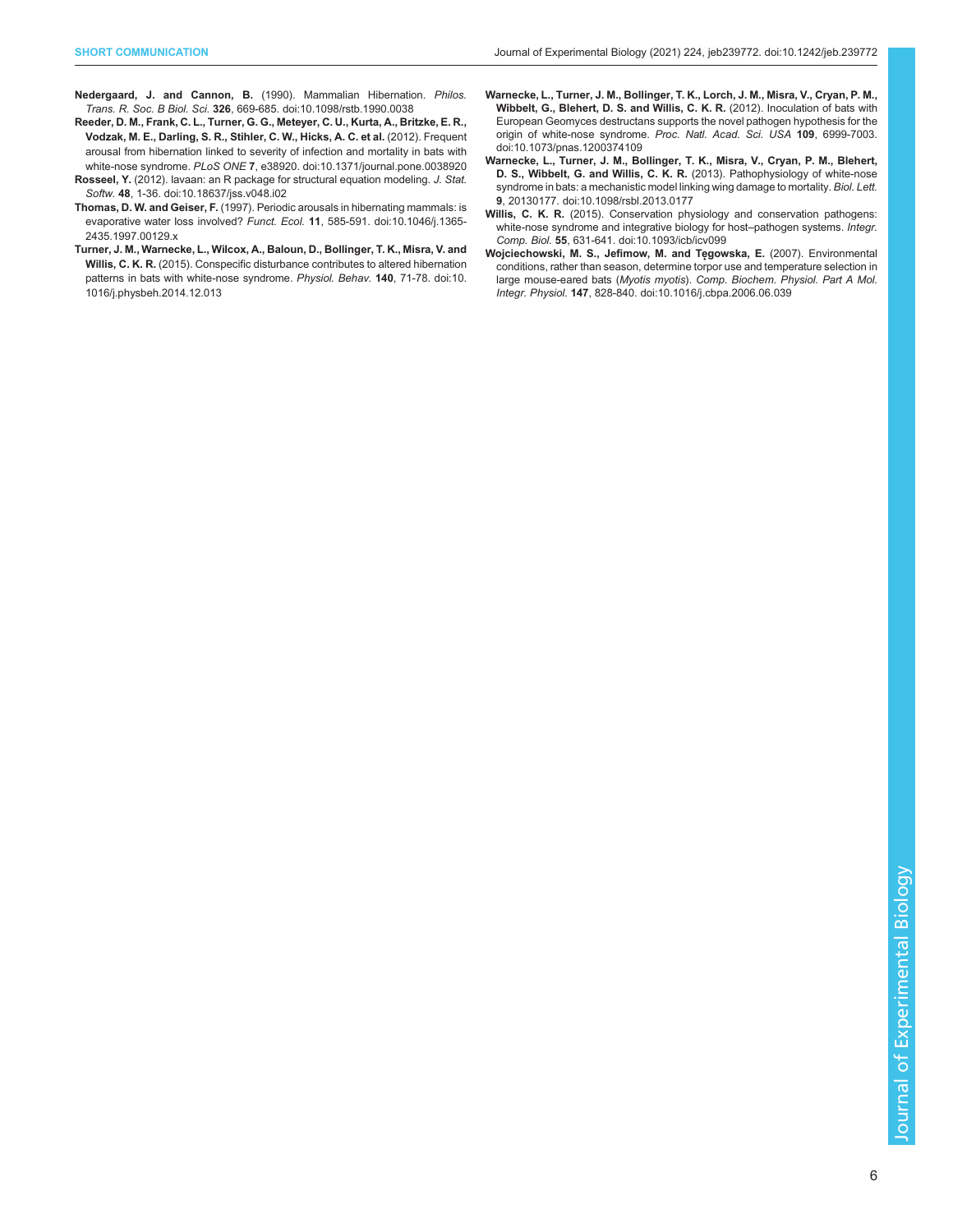**Nedergaard, J. and Cannon, B.** (1990). Mammalian Hibernation. *Philos. Trans. R. Soc. B Biol. Sci.* **326**, 669-685. doi:10.1098/rstb.1990.0038

**Reeder, D. M., Frank, C. L., Turner, G. G., Meteyer, C. U., Kurta, A., Britzke, E. R., Vodzak, M. E., Darling, S. R., Stihler, C. W., Hicks, A. C. et al.** (2012). Frequent arousal from hibernation linked to severity of infection and mortality in bats with white-nose syndrome. *PLoS ONE* **7**, e38920. doi:10.1371/journal.pone.0038920

**Rosseel, Y.** (2012). lavaan: an R package for structural equation modeling. *J. Stat. Softw.* **48**, 1-36. doi:10.18637/jss.v048.i02

**Thomas, D. W. and Geiser, F.** (1997). Periodic arousals in hibernating mammals: is evaporative water loss involved? *Funct. Ecol.* **11**, 585-591. doi:10.1046/j.1365-2435.1997.00129.x

**Turner, J. M., Warnecke, L., Wilcox, A., Baloun, D., Bollinger, T. K., Misra, V. and Willis, C. K. R.** (2015). Conspecific disturbance contributes to altered hibernation patterns in bats with white-nose syndrome. *Physiol. Behav.* **140**, 71-78. doi:10.1016/j.physbeh.2014.12.013

**Warnecke, L., Turner, J. M., Bollinger, T. K., Lorch, J. M., Misra, V., Cryan, P. M., Wibbelt, G., Blehert, D. S. and Willis, C. K. R.** (2012). Inoculation of bats with European Geomyces destructans supports the novel pathogen hypothesis for the origin of white-nose syndrome. *Proc. Natl. Acad. Sci. USA* **109**, 6999-7003. doi:10.1073/pnas.1200374109

**Warnecke, L., Turner, J. M., Bollinger, T. K., Misra, V., Cryan, P. M., Blehert, D. S., Wibbelt, G. and Willis, C. K. R.** (2013). Pathophysiology of white-nose syndrome in bats: a mechanistic model linking wing damage to mortality. *Biol. Lett.* **9**, 20130177. doi:10.1098/rsbl.2013.0177

**Willis, C. K. R.** (2015). Conservation physiology and conservation pathogens: white-nose syndrome and integrative biology for host–pathogen systems. *Integr. Comp. Biol.* **55**, 631-641. doi:10.1093/icb/icv099

**Wojciechowski, M. S., Jefimow, M. and Tęgowska, E.** (2007). Environmental conditions, rather than season, determine torpor use and temperature selection in large mouse-eared bats (*Myotis myotis*). *Comp. Biochem. Physiol. Part A Mol. Integr. Physiol.* **147**, 828-840. doi:10.1016/j.cbpa.2006.06.039